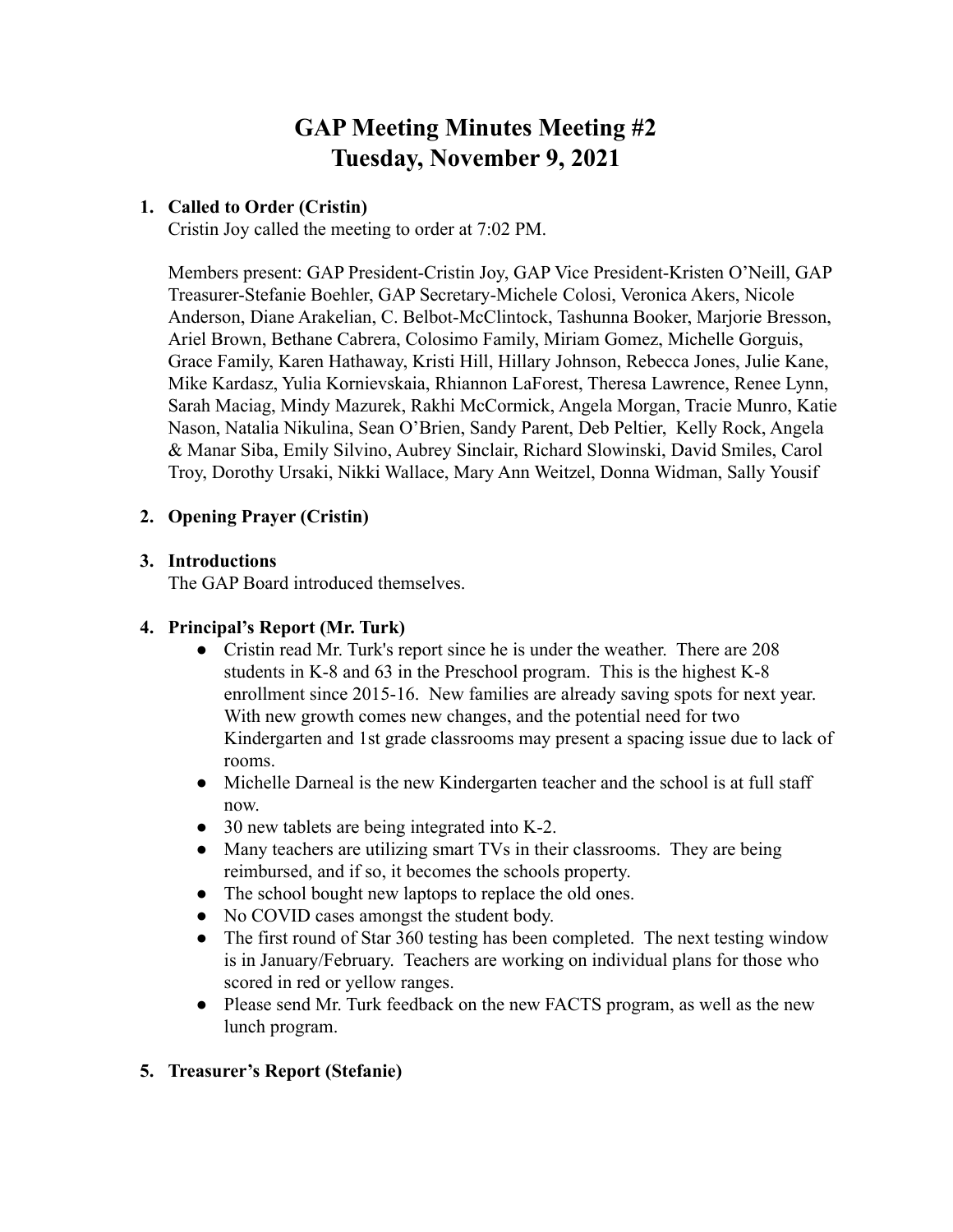# GAP Meeting Minutes Meeting #2
# Tuesday, November 9, 2021

1. **Called to Order (Cristin)**
   Cristin Joy called the meeting to order at 7:02 PM.

   Members present: GAP President-Cristin Joy, GAP Vice President-Kristen O'Neill, GAP Treasurer-Stefanie Boehler, GAP Secretary-Michele Colosi, Veronica Akers, Nicole Anderson, Diane Arakelian, C. Belbot-McClintock, Tashunna Booker, Marjorie Bresson, Ariel Brown, Bethane Cabrera, Colosimo Family, Miriam Gomez, Michelle Gorguis, Grace Family, Karen Hathaway, Kristi Hill, Hillary Johnson, Rebecca Jones, Julie Kane, Mike Kardasz, Yulia Kornievskaia, Rhiannon LaForest, Theresa Lawrence, Renee Lynn, Sarah Maciag, Mindy Mazurek, Rakhi McCormick, Angela Morgan, Tracie Munro, Katie Nason, Natalia Nikulina, Sean O'Brien, Sandy Parent, Deb Peltier, Kelly Rock, Angela & Manar Siba, Emily Silvino, Aubrey Sinclair, Richard Slowinski, David Smiles, Carol Troy, Dorothy Ursaki, Nikki Wallace, Mary Ann Weitzel, Donna Widman, Sally Yousif

2. **Opening Prayer (Cristin)**

3. **Introductions**
   The GAP Board introduced themselves.

4. **Principal's Report (Mr. Turk)**
   - Cristin read Mr. Turk's report since he is under the weather. There are 208 students in K-8 and 63 in the Preschool program. This is the highest K-8 enrollment since 2015-16. New families are already saving spots for next year. With new growth comes new changes, and the potential need for two Kindergarten and 1st grade classrooms may present a spacing issue due to lack of rooms.
   - Michelle Darneal is the new Kindergarten teacher and the school is at full staff now.
   - 30 new tablets are being integrated into K-2.
   - Many teachers are utilizing smart TVs in their classrooms. They are being reimbursed, and if so, it becomes the schools property.
   - The school bought new laptops to replace the old ones.
   - No COVID cases amongst the student body.
   - The first round of Star 360 testing has been completed. The next testing window is in January/February. Teachers are working on individual plans for those who scored in red or yellow ranges.
   - Please send Mr. Turk feedback on the new FACTS program, as well as the new lunch program.

5. **Treasurer's Report (Stefanie)**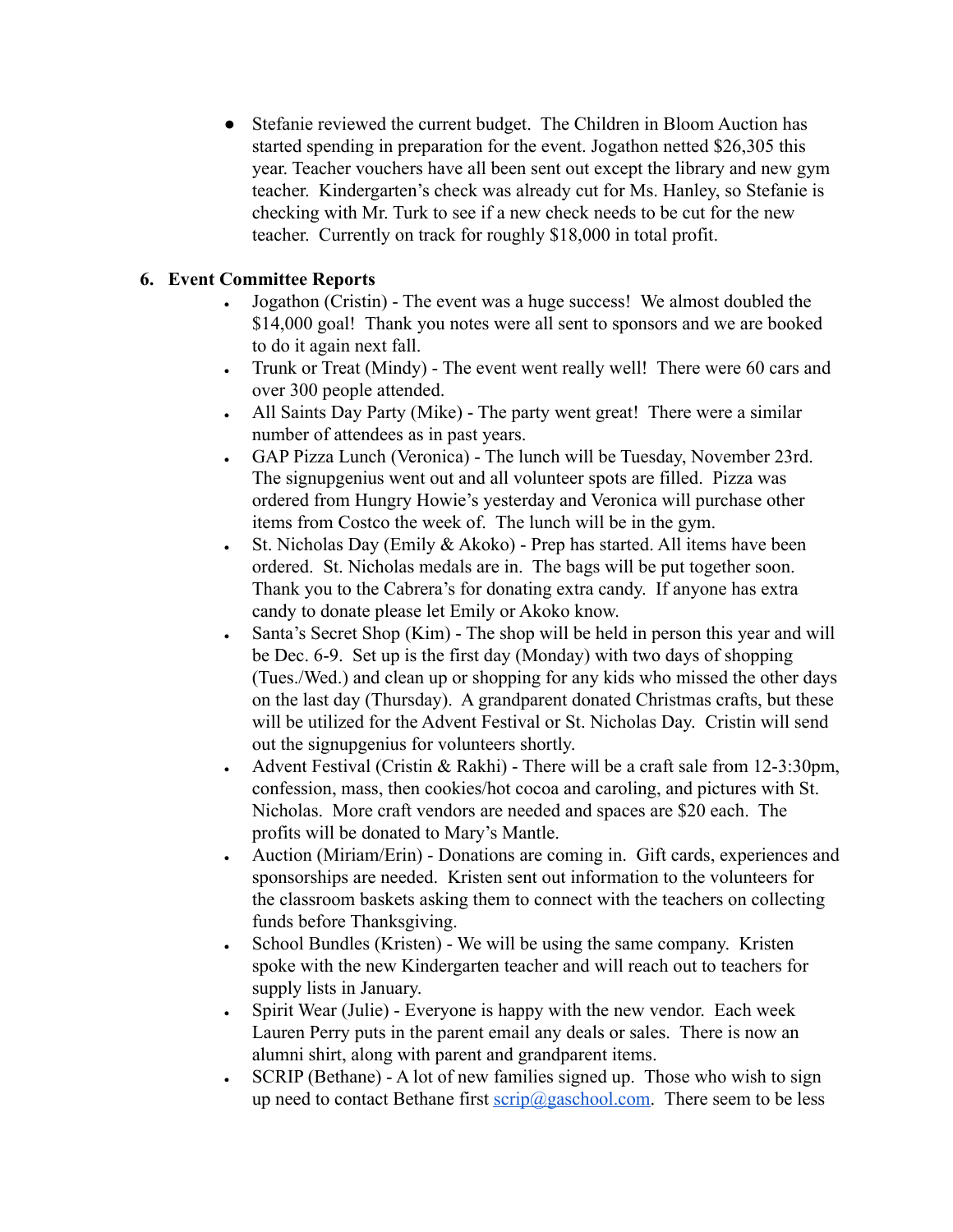- Stefanie reviewed the current budget. The Children in Bloom Auction has started spending in preparation for the event. Jogathon netted $26,305 this year. Teacher vouchers have all been sent out except the library and new gym teacher. Kindergarten's check was already cut for Ms. Hanley, so Stefanie is checking with Mr. Turk to see if a new check needs to be cut for the new teacher. Currently on track for roughly $18,000 in total profit.

6. **Event Committee Reports**
   - Jogathon (Cristin) - The event was a huge success! We almost doubled the $14,000 goal! Thank you notes were all sent to sponsors and we are booked to do it again next fall.
   - Trunk or Treat (Mindy) - The event went really well! There were 60 cars and over 300 people attended.
   - All Saints Day Party (Mike) - The party went great! There were a similar number of attendees as in past years.
   - GAP Pizza Lunch (Veronica) - The lunch will be Tuesday, November 23rd. The signupgenius went out and all volunteer spots are filled. Pizza was ordered from Hungry Howie's yesterday and Veronica will purchase other items from Costco the week of. The lunch will be in the gym.
   - St. Nicholas Day (Emily & Akoko) - Prep has started. All items have been ordered. St. Nicholas medals are in. The bags will be put together soon. Thank you to the Cabrera's for donating extra candy. If anyone has extra candy to donate please let Emily or Akoko know.
   - Santa's Secret Shop (Kim) - The shop will be held in person this year and will be Dec. 6-9. Set up is the first day (Monday) with two days of shopping (Tues./Wed.) and clean up or shopping for any kids who missed the other days on the last day (Thursday). A grandparent donated Christmas crafts, but these will be utilized for the Advent Festival or St. Nicholas Day. Cristin will send out the signupgenius for volunteers shortly.
   - Advent Festival (Cristin & Rakhi) - There will be a craft sale from 12-3:30pm, confession, mass, then cookies/hot cocoa and caroling, and pictures with St. Nicholas. More craft vendors are needed and spaces are $20 each. The profits will be donated to Mary's Mantle.
   - Auction (Miriam/Erin) - Donations are coming in. Gift cards, experiences and sponsorships are needed. Kristen sent out information to the volunteers for the classroom baskets asking them to connect with the teachers on collecting funds before Thanksgiving.
   - School Bundles (Kristen) - We will be using the same company. Kristen spoke with the new Kindergarten teacher and will reach out to teachers for supply lists in January.
   - Spirit Wear (Julie) - Everyone is happy with the new vendor. Each week Lauren Perry puts in the parent email any deals or sales. There is now an alumni shirt, along with parent and grandparent items.
   - SCRIP (Bethane) - A lot of new families signed up. Those who wish to sign up need to contact Bethane first [scrip@gaschool.com](mailto:scrip@gaschool.com). There seem to be less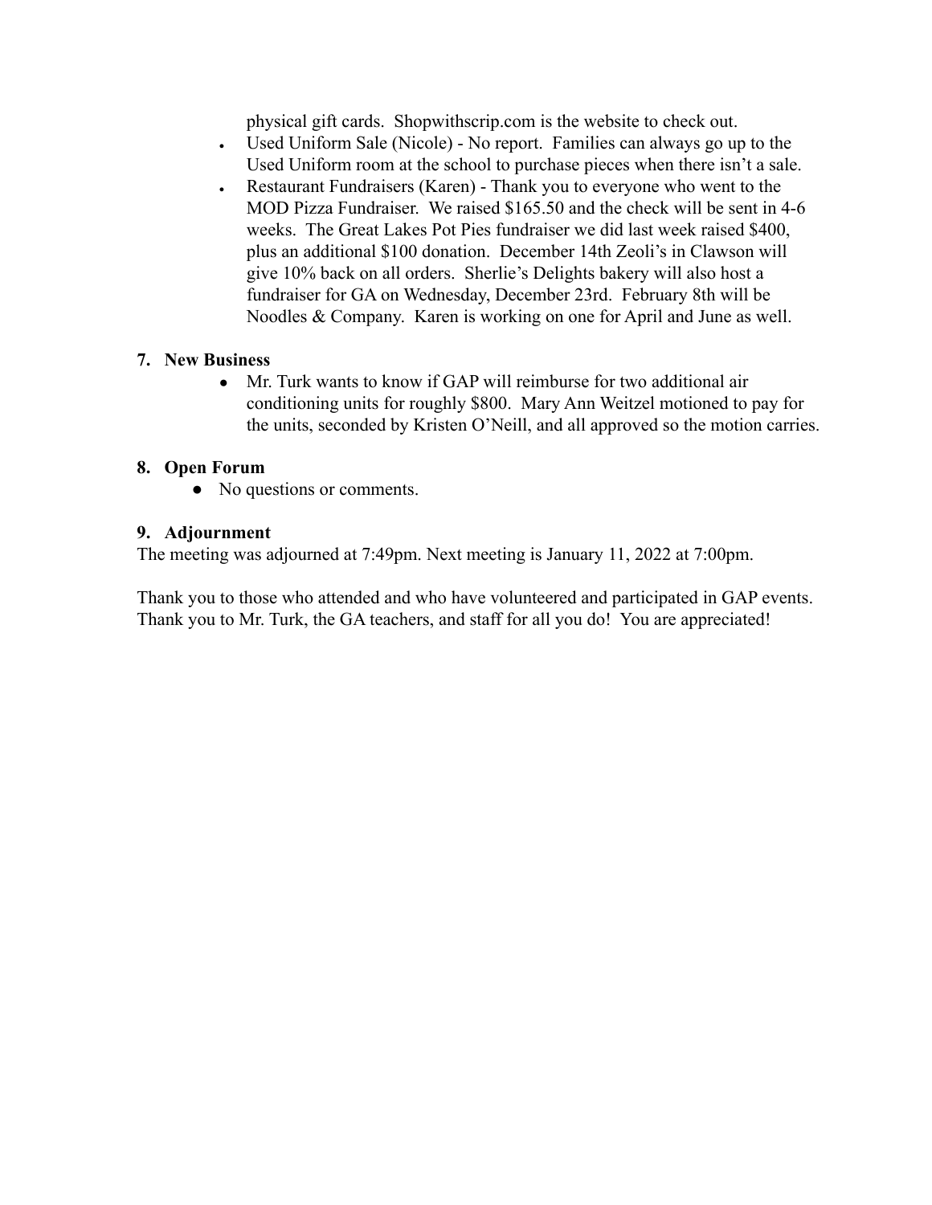physical gift cards. Shopwithscrip.com is the website to check out.

- Used Uniform Sale (Nicole) - No report. Families can always go up to the Used Uniform room at the school to purchase pieces when there isn't a sale.
- Restaurant Fundraisers (Karen) - Thank you to everyone who went to the MOD Pizza Fundraiser. We raised $165.50 and the check will be sent in 4-6 weeks. The Great Lakes Pot Pies fundraiser we did last week raised $400, plus an additional $100 donation. December 14th Zeoli's in Clawson will give 10% back on all orders. Sherlie's Delights bakery will also host a fundraiser for GA on Wednesday, December 23rd. February 8th will be Noodles & Company. Karen is working on one for April and June as well.

**7. New Business**

- Mr. Turk wants to know if GAP will reimburse for two additional air conditioning units for roughly $800. Mary Ann Weitzel motioned to pay for the units, seconded by Kristen O'Neill, and all approved so the motion carries.

**8. Open Forum**

- No questions or comments.

**9. Adjournment**

The meeting was adjourned at 7:49pm. Next meeting is January 11, 2022 at 7:00pm.

Thank you to those who attended and who have volunteered and participated in GAP events. Thank you to Mr. Turk, the GA teachers, and staff for all you do! You are appreciated!